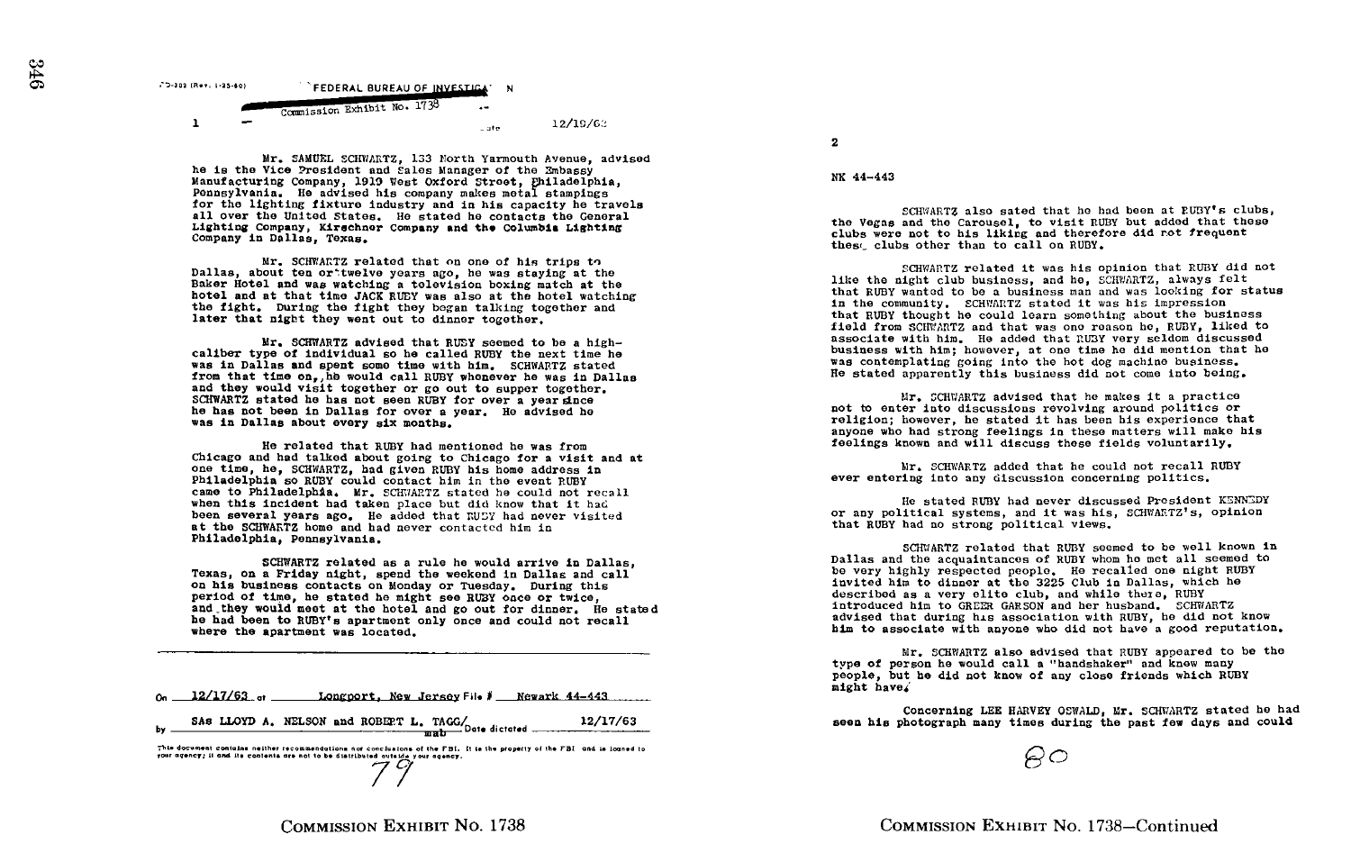FD-302 (Rev. 1-25-60)

FEDERAL BUREAU OF INVESTIGATION

Commission Exhibit No. 1738

1

Date 12/19/63

Mr. SAMUEL SCHWARTZ, 133 North Yarmouth Avenue, advised he is the Vice President and Sales Manager of the Embassy Manufacturing Company, 1919 West Oxford Street, Philadelphia, Pennsylvania. He advised his company makes metal stampings for the lighting fixture industry and in his capacity he travels all over the United States. He stated he contacts the General Lighting Company, Kirschner Company and the Columbia Lighting Company in Dallas, Texas.

Mr. SCHWARTZ related that on one of his trips to Dallas, about ten or twelve years ago, he was staying at the Baker Hotel and was watching a television boxing match at the hotel and at that time JACK RUBY was also at the hotel watching the fight. During the fight they began talking together and later that night they went out to dinner together.

Mr. SCHWARTZ advised that RUBY seemed to be a high-caliber type of individual so he called RUBY the next time he was in Dallas and spent some time with him. SCHWARTZ stated from that time on, he would call RUBY whenever he was in Dallas and they would visit together or go out to supper together. SCHWARTZ stated he has not seen RUBY for over a year since he has not been in Dallas for over a year. He advised he was in Dallas about every six months.

He related that RUBY had mentioned he was from Chicago and had talked about going to Chicago for a visit and at one time, he, SCHWARTZ, had given RUBY his home address in Philadelphia so RUBY could contact him in the event RUBY came to Philadelphia. Mr. SCHWARTZ stated he could not recall when this incident had taken place but did know that it had been several years ago. He added that RUBY had never visited at the SCHWARTZ home and had never contacted him in Philadelphia, Pennsylvania.

SCHWARTZ related as a rule he would arrive in Dallas, Texas, on a Friday night, spend the weekend in Dallas and call on his business contacts on Monday or Tuesday. During this period of time, he stated he might see RUBY once or twice, and they would meet at the hotel and go out for dinner. He stated he had been to RUBY's apartment only once and could not recall where the apartment was located.

On 12/17/63 at Longport, New Jersey File # Newark 44-443

by SAs LLOYD A. NELSON and ROBERT L. TAGG/mab Date dictated 12/17/63

This document contains neither recommendations nor conclusions of the FBI. It is the property of the FBI and is loaned to your agency; it and its contents are not to be distributed outside your agency.

79

COMMISSION EXHIBIT No. 1738

2

NK 44-443

SCHWARTZ also sated that he had been at RUBY's clubs, the Vegas and the Carousel, to visit RUBY but added that these clubs were not to his liking and therefore did not frequent these clubs other than to call on RUBY.

SCHWARTZ related it was his opinion that RUBY did not like the night club business, and he, SCHWARTZ, always felt that RUBY wanted to be a business man and was looking for status in the community. SCHWARTZ stated it was his impression that RUBY thought he could learn something about the business field from SCHWARTZ and that was one reason he, RUBY, liked to associate with him. He added that RUBY very seldom discussed business with him; however, at one time he did mention that he was contemplating going into the hot dog machine business. He stated apparently this business did not come into being.

Mr. SCHWARTZ advised that he makes it a practice not to enter into discussions revolving around politics or religion; however, he stated it has been his experience that anyone who had strong feelings in these matters will make his feelings known and will discuss these fields voluntarily.

Mr. SCHWARTZ added that he could not recall RUBY ever entering into any discussion concerning politics.

He stated RUBY had never discussed President KENNEDY or any political systems, and it was his, SCHWARTZ's, opinion that RUBY had no strong political views.

SCHWARTZ related that RUBY seemed to be well known in Dallas and the acquaintances of RUBY whom he met all seemed to be very highly respected people. He recalled one night RUBY invited him to dinner at the 3225 Club in Dallas, which he described as a very elite club, and while there, RUBY introduced him to GREER GARSON and her husband. SCHWARTZ advised that during his association with RUBY, he did not know him to associate with anyone who did not have a good reputation.

Mr. SCHWARTZ also advised that RUBY appeared to be the type of person he would call a "handshaker" and knew many people, but he did not know of any close friends which RUBY might have.

Concerning LEE HARVEY OSWALD, Mr. SCHWARTZ stated he had seen his photograph many times during the past few days and could

80

COMMISSION EXHIBIT No. 1738—Continued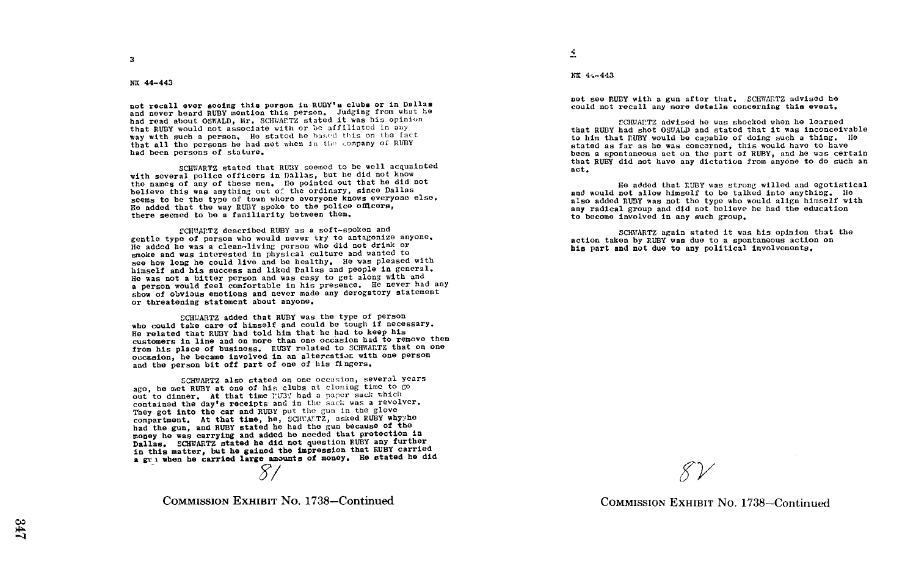not recall ever seeing this person in RUBY's clubs or in Dallas and never heard RUBY mention this person. Judging from what he had read about OSWALD, Mr. SCHWARTZ stated it was his opinion that RUBY would not associate with or be affiliated in any way with such a person. He stated he based this on the fact that all the persons he had met when in the company of RUBY had been persons of stature.

SCHWARTZ stated that RUBY seemed to be well acquainted with several police officers in Dallas, but he did not know the names of any of these men. He pointed out that he did not believe this was anything out of the ordinary, since Dallas seems to be the type of town where everyone knows everyone else. He added that the way RUBY spoke to the police officers, there seemed to be a familiarity between them.

SCHWARTZ described RUBY as a soft-spoken and gentle type of person who would never try to antagonize anyone. He added he was a clean-living person who did not drink or smoke and was interested in physical culture and wanted to see how long he could live and be healthy. He was pleased with himself and his success and liked Dallas and people in general. He was not a bitter person and was easy to get along with and a person would feel comfortable in his presence. He never had any show of obvious emotions and never made any derogatory statement or threatening statement about anyone.

SCHWARTZ added that RUBY was the type of person who could take care of himself and could be tough if necessary. He related that RUBY had told him that he had to keep his customers in line and on more than one occasion had to remove them from his place of business. RUBY related to SCHWARTZ that on one occasion, he became involved in an altercation with one person and the person bit off part of one of his fingers.

SCHWARTZ also stated on one occasion, several years ago, he met RUBY at one of his clubs at closing time to go out to dinner. At that time RUBY had a paper sack which contained the day's receipts and in the sack was a revolver. They got into the car and RUBY put the gun in the glove compartment. At that time, he, SCHWARTZ, asked RUBY why he had the gun, and RUBY stated he had the gun because of the money he was carrying and added he needed that protection in Dallas. SCHWARTZ stated he did not question RUBY any further in this matter, but he gained the impression that RUBY carried a gun when he carried large amounts of money. He stated he did

COMMISSION EXHIBIT No. 1738—Continued

not see RUBY with a gun after that. SCHWARTZ advised he could not recall any more details concerning this event.

SCHWARTZ advised he was shocked when he learned that RUBY had shot OSWALD and stated that it was inconceivable to him that RUBY would be capable of doing such a thing. He stated as far as he was concerned, this would have to have been a spontaneous act on the part of RUBY, and he was certain that RUBY did not have any dictation from anyone to do such an act.

He added that RUBY was strong willed and egotistical and would not allow himself to be talked into anything. He also added RUBY was not the type who would align himself with any radical group and did not believe he had the education to become involved in any such group.

SCHWARTZ again stated it was his opinion that the action taken by RUBY was due to a spontaneous action on his part and not due to any political involvements.

COMMISSION EXHIBIT No. 1738—Continued